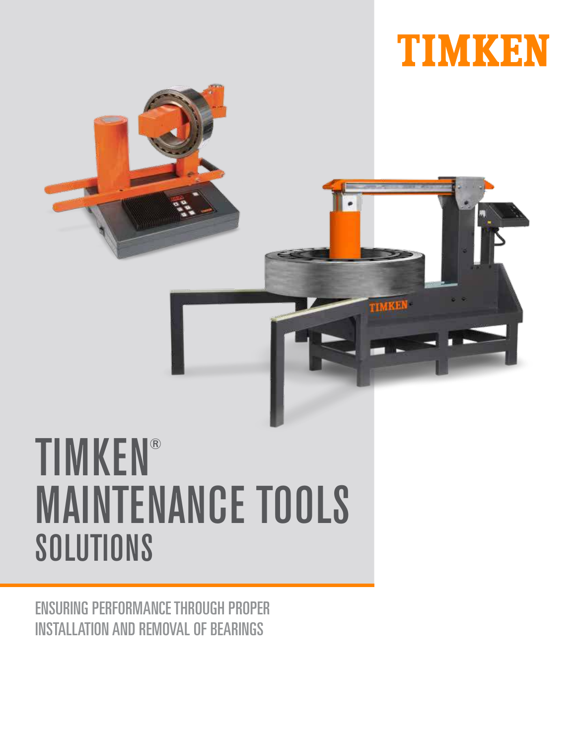TIMKEN

# TIMKEN® MAINTENANCE TOOLS SOLUTIONS

ENSURING PERFORMANCE THROUGH PROPER INSTALLATION AND REMOVAL OF BEARINGS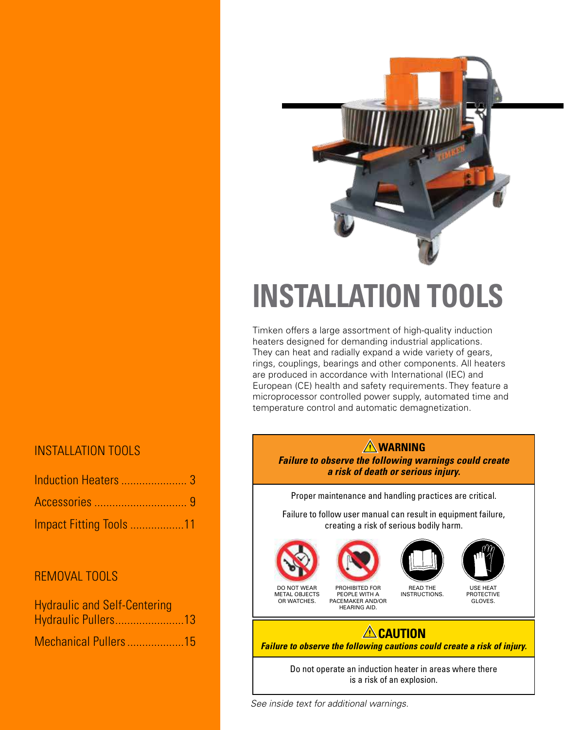# INSTALLATION TOOLS

Timken offers a large assortment of high-quality induction heaters designed for demanding industrial applications. They can heat and radially expand a wide variety of gears, rings, couplings, bearings and other components. All heaters are produced in accordance with International (IEC) and European (CE) health and safety requirements. They feature a microprocessor controlled power supply, automated time and temperature control and automatic demagnetization.

## ⚠ WARNING

***Failure to observe the following warnings could create a risk of death or serious injury.***

Proper maintenance and handling practices are critical.

Failure to follow user manual can result in equipment failure, creating a risk of serious bodily harm.

- DO NOT WEAR METAL OBJECTS OR WATCHES.
- PROHIBITED FOR PEOPLE WITH A PACEMAKER AND/OR HEARING AID.
- READ THE INSTRUCTIONS.
- USE HEAT PROTECTIVE GLOVES.

## ⚠ CAUTION

***Failure to observe the following cautions could create a risk of injury.***

Do not operate an induction heater in areas where there is a risk of an explosion.

*See inside text for additional warnings.*

## INSTALLATION TOOLS

- Induction Heaters ...................... 3
- Accessories ............................... 9
- Impact Fitting Tools ..................11

## REMOVAL TOOLS

- Hydraulic and Self-Centering Hydraulic Pullers.......................13
- Mechanical Pullers ...................15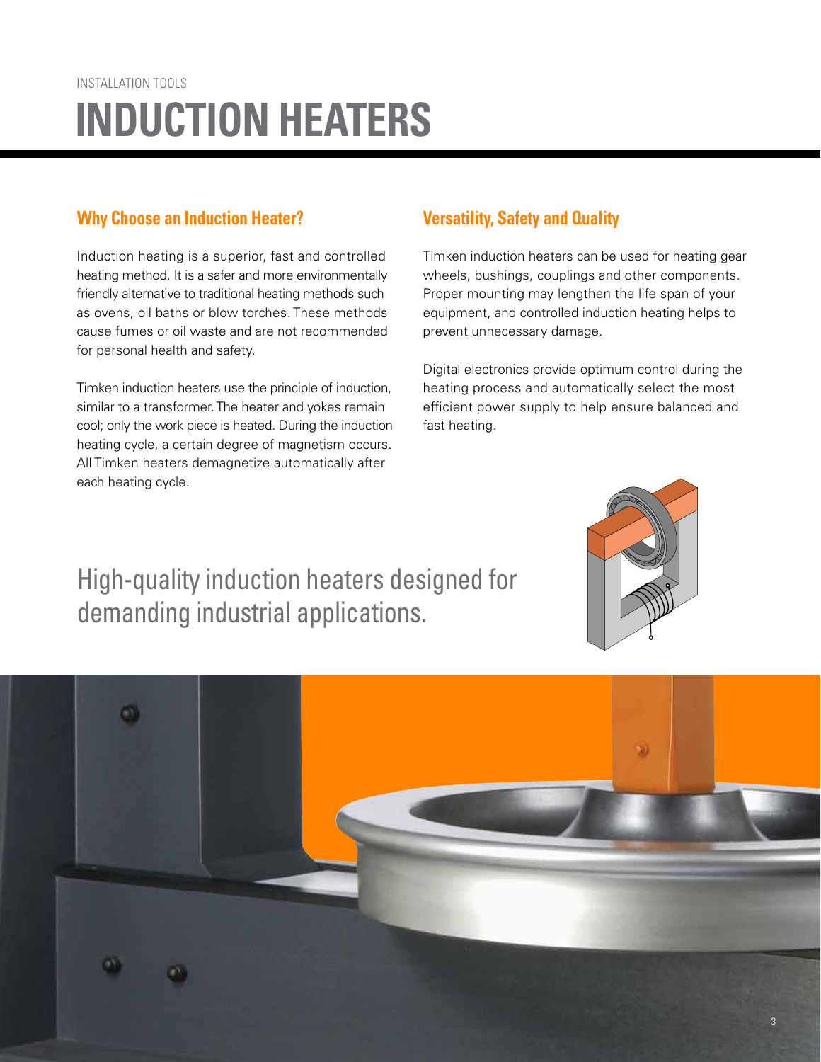INSTALLATION TOOLS

# INDUCTION HEATERS

## Why Choose an Induction Heater?

Induction heating is a superior, fast and controlled heating method. It is a safer and more environmentally friendly alternative to traditional heating methods such as ovens, oil baths or blow torches. These methods cause fumes or oil waste and are not recommended for personal health and safety.

Timken induction heaters use the principle of induction, similar to a transformer. The heater and yokes remain cool; only the work piece is heated. During the induction heating cycle, a certain degree of magnetism occurs. All Timken heaters demagnetize automatically after each heating cycle.

## Versatility, Safety and Quality

Timken induction heaters can be used for heating gear wheels, bushings, couplings and other components. Proper mounting may lengthen the life span of your equipment, and controlled induction heating helps to prevent unnecessary damage.

Digital electronics provide optimum control during the heating process and automatically select the most efficient power supply to help ensure balanced and fast heating.

High-quality induction heaters designed for demanding industrial applications.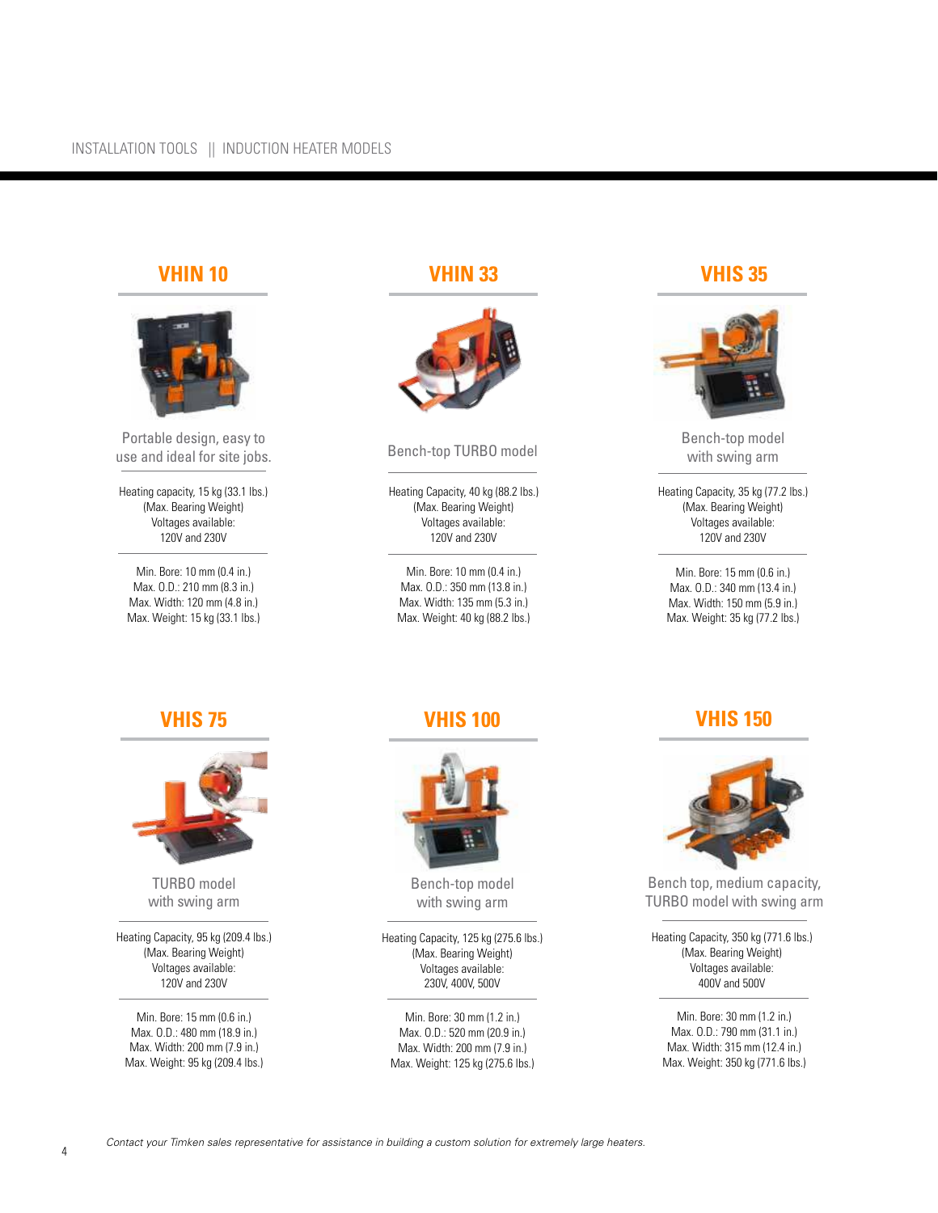## VHIN 10

Portable design, easy to use and ideal for site jobs.

Heating capacity, 15 kg (33.1 lbs.)
(Max. Bearing Weight)
Voltages available:
120V and 230V

Min. Bore: 10 mm (0.4 in.)
Max. O.D.: 210 mm (8.3 in.)
Max. Width: 120 mm (4.8 in.)
Max. Weight: 15 kg (33.1 lbs.)

## VHIN 33

Bench-top TURBO model

Heating Capacity, 40 kg (88.2 lbs.)
(Max. Bearing Weight)
Voltages available:
120V and 230V

Min. Bore: 10 mm (0.4 in.)
Max. O.D.: 350 mm (13.8 in.)
Max. Width: 135 mm (5.3 in.)
Max. Weight: 40 kg (88.2 lbs.)

## VHIS 35

Bench-top model with swing arm

Heating Capacity, 35 kg (77.2 lbs.)
(Max. Bearing Weight)
Voltages available:
120V and 230V

Min. Bore: 15 mm (0.6 in.)
Max. O.D.: 340 mm (13.4 in.)
Max. Width: 150 mm (5.9 in.)
Max. Weight: 35 kg (77.2 lbs.)

## VHIS 75

TURBO model with swing arm

Heating Capacity, 95 kg (209.4 lbs.)
(Max. Bearing Weight)
Voltages available:
120V and 230V

Min. Bore: 15 mm (0.6 in.)
Max. O.D.: 480 mm (18.9 in.)
Max. Width: 200 mm (7.9 in.)
Max. Weight: 95 kg (209.4 lbs.)

## VHIS 100

Bench-top model with swing arm

Heating Capacity, 125 kg (275.6 lbs.)
(Max. Bearing Weight)
Voltages available:
230V, 400V, 500V

Min. Bore: 30 mm (1.2 in.)
Max. O.D.: 520 mm (20.9 in.)
Max. Width: 200 mm (7.9 in.)
Max. Weight: 125 kg (275.6 lbs.)

## VHIS 150

Bench top, medium capacity, TURBO model with swing arm

Heating Capacity, 350 kg (771.6 lbs.)
(Max. Bearing Weight)
Voltages available:
400V and 500V

Min. Bore: 30 mm (1.2 in.)
Max. O.D.: 790 mm (31.1 in.)
Max. Width: 315 mm (12.4 in.)
Max. Weight: 350 kg (771.6 lbs.)

*Contact your Timken sales representative for assistance in building a custom solution for extremely large heaters.*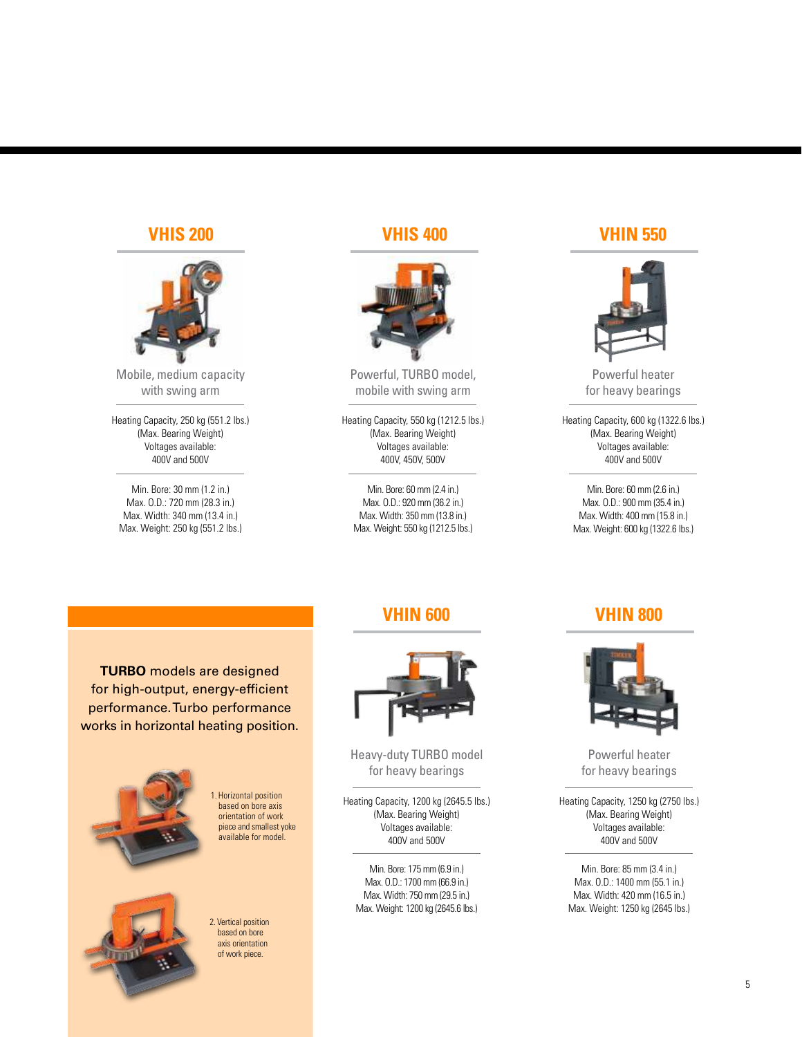## VHIS 200

Mobile, medium capacity with swing arm

Heating Capacity, 250 kg (551.2 lbs.)
(Max. Bearing Weight)
Voltages available:
400V and 500V

Min. Bore: 30 mm (1.2 in.)
Max. O.D.: 720 mm (28.3 in.)
Max. Width: 340 mm (13.4 in.)
Max. Weight: 250 kg (551.2 lbs.)

## VHIS 400

Powerful, TURBO model, mobile with swing arm

Heating Capacity, 550 kg (1212.5 lbs.)
(Max. Bearing Weight)
Voltages available:
400V, 450V, 500V

Min. Bore: 60 mm (2.4 in.)
Max. O.D.: 920 mm (36.2 in.)
Max. Width: 350 mm (13.8 in.)
Max. Weight: 550 kg (1212.5 lbs.)

## VHIN 550

Powerful heater for heavy bearings

Heating Capacity, 600 kg (1322.6 lbs.)
(Max. Bearing Weight)
Voltages available:
400V and 500V

Min. Bore: 60 mm (2.6 in.)
Max. O.D.: 900 mm (35.4 in.)
Max. Width: 400 mm (15.8 in.)
Max. Weight: 600 kg (1322.6 lbs.)

**TURBO** models are designed for high-output, energy-efficient performance. Turbo performance works in horizontal heating position.

1. Horizontal position based on bore axis orientation of work piece and smallest yoke available for model.

2. Vertical position based on bore axis orientation of work piece.

## VHIN 600

Heavy-duty TURBO model for heavy bearings

Heating Capacity, 1200 kg (2645.5 lbs.)
(Max. Bearing Weight)
Voltages available:
400V and 500V

Min. Bore: 175 mm (6.9 in.)
Max. O.D.: 1700 mm (66.9 in.)
Max. Width: 750 mm (29.5 in.)
Max. Weight: 1200 kg (2645.6 lbs.)

## VHIN 800

Powerful heater for heavy bearings

Heating Capacity, 1250 kg (2750 lbs.)
(Max. Bearing Weight)
Voltages available:
400V and 500V

Min. Bore: 85 mm (3.4 in.)
Max. O.D.: 1400 mm (55.1 in.)
Max. Width: 420 mm (16.5 in.)
Max. Weight: 1250 kg (2645 lbs.)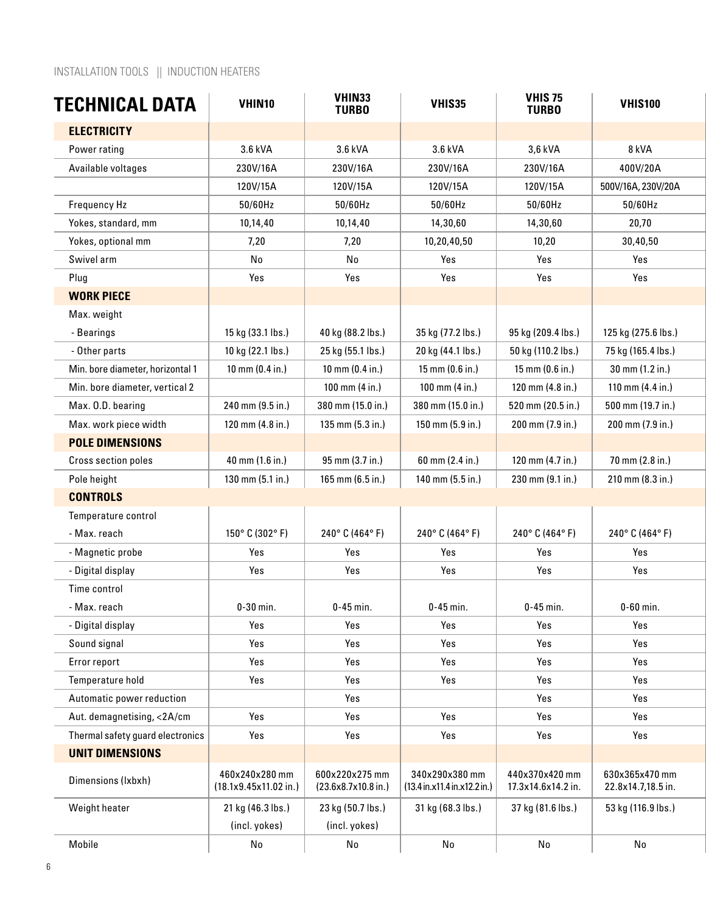INSTALLATION TOOLS || INDUCTION HEATERS

| TECHNICAL DATA | VHIN10 | VHIN33 TURBO | VHIS35 | VHIS 75 TURBO | VHIS100 |
|---|---|---|---|---|---|
| **ELECTRICITY** | | | | | |
| Power rating | 3.6 kVA | 3.6 kVA | 3.6 kVA | 3,6 kVA | 8 kVA |
| Available voltages | 230V/16A | 230V/16A | 230V/16A | 230V/16A | 400V/20A |
| | 120V/15A | 120V/15A | 120V/15A | 120V/15A | 500V/16A, 230V/20A |
| Frequency Hz | 50/60Hz | 50/60Hz | 50/60Hz | 50/60Hz | 50/60Hz |
| Yokes, standard, mm | 10,14,40 | 10,14,40 | 14,30,60 | 14,30,60 | 20,70 |
| Yokes, optional mm | 7,20 | 7,20 | 10,20,40,50 | 10,20 | 30,40,50 |
| Swivel arm | No | No | Yes | Yes | Yes |
| Plug | Yes | Yes | Yes | Yes | Yes |
| **WORK PIECE** | | | | | |
| Max. weight | | | | | |
| - Bearings | 15 kg (33.1 lbs.) | 40 kg (88.2 lbs.) | 35 kg (77.2 lbs.) | 95 kg (209.4 lbs.) | 125 kg (275.6 lbs.) |
| - Other parts | 10 kg (22.1 lbs.) | 25 kg (55.1 lbs.) | 20 kg (44.1 lbs.) | 50 kg (110.2 lbs.) | 75 kg (165.4 lbs.) |
| Min. bore diameter, horizontal 1 | 10 mm (0.4 in.) | 10 mm (0.4 in.) | 15 mm (0.6 in.) | 15 mm (0.6 in.) | 30 mm (1.2 in.) |
| Min. bore diameter, vertical 2 | | 100 mm (4 in.) | 100 mm (4 in.) | 120 mm (4.8 in.) | 110 mm (4.4 in.) |
| Max. O.D. bearing | 240 mm (9.5 in.) | 380 mm (15.0 in.) | 380 mm (15.0 in.) | 520 mm (20.5 in.) | 500 mm (19.7 in.) |
| Max. work piece width | 120 mm (4.8 in.) | 135 mm (5.3 in.) | 150 mm (5.9 in.) | 200 mm (7.9 in.) | 200 mm (7.9 in.) |
| **POLE DIMENSIONS** | | | | | |
| Cross section poles | 40 mm (1.6 in.) | 95 mm (3.7 in.) | 60 mm (2.4 in.) | 120 mm (4.7 in.) | 70 mm (2.8 in.) |
| Pole height | 130 mm (5.1 in.) | 165 mm (6.5 in.) | 140 mm (5.5 in.) | 230 mm (9.1 in.) | 210 mm (8.3 in.) |
| **CONTROLS** | | | | | |
| Temperature control | | | | | |
| - Max. reach | 150° C (302° F) | 240° C (464° F) | 240° C (464° F) | 240° C (464° F) | 240° C (464° F) |
| - Magnetic probe | Yes | Yes | Yes | Yes | Yes |
| - Digital display | Yes | Yes | Yes | Yes | Yes |
| Time control | | | | | |
| - Max. reach | 0-30 min. | 0-45 min. | 0-45 min. | 0-45 min. | 0-60 min. |
| - Digital display | Yes | Yes | Yes | Yes | Yes |
| Sound signal | Yes | Yes | Yes | Yes | Yes |
| Error report | Yes | Yes | Yes | Yes | Yes |
| Temperature hold | Yes | Yes | Yes | Yes | Yes |
| Automatic power reduction | | Yes | | Yes | Yes |
| Aut. demagnetising, <2A/cm | Yes | Yes | Yes | Yes | Yes |
| Thermal safety guard electronics | Yes | Yes | Yes | Yes | Yes |
| **UNIT DIMENSIONS** | | | | | |
| Dimensions (lxbxh) | 460x240x280 mm (18.1x9.45x11.02 in.) | 600x220x275 mm (23.6x8.7x10.8 in.) | 340x290x380 mm (13.4 in.x11.4 in.x12.2 in.) | 440x370x420 mm 17.3x14.6x14.2 in. | 630x365x470 mm 22.8x14.7,18.5 in. |
| Weight heater | 21 kg (46.3 lbs.) (incl. yokes) | 23 kg (50.7 lbs.) (incl. yokes) | 31 kg (68.3 lbs.) | 37 kg (81.6 lbs.) | 53 kg (116.9 lbs.) |
| Mobile | No | No | No | No | No |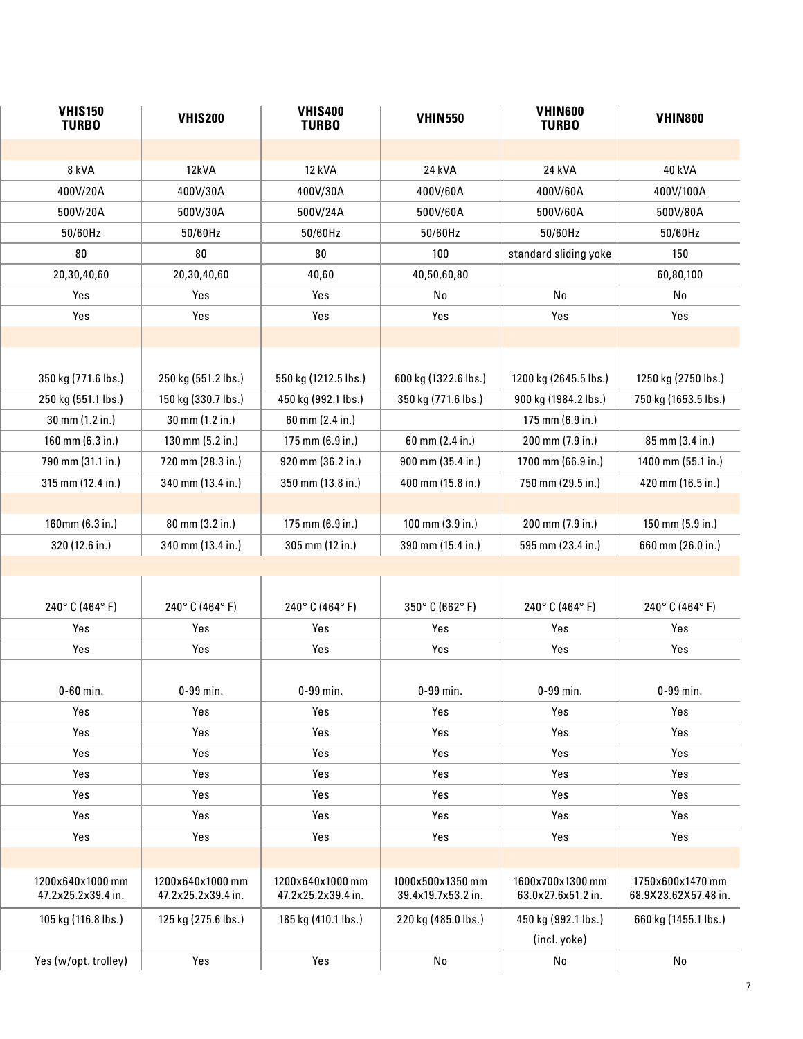| VHIS150 TURBO | VHIS200 | VHIS400 TURBO | VHIN550 | VHIN600 TURBO | VHIN800 |
|---|---|---|---|---|---|
| | | | | | |
| 8 kVA | 12kVA | 12 kVA | 24 kVA | 24 kVA | 40 kVA |
| 400V/20A | 400V/30A | 400V/30A | 400V/60A | 400V/60A | 400V/100A |
| 500V/20A | 500V/30A | 500V/24A | 500V/60A | 500V/60A | 500V/80A |
| 50/60Hz | 50/60Hz | 50/60Hz | 50/60Hz | 50/60Hz | 50/60Hz |
| 80 | 80 | 80 | 100 | standard sliding yoke | 150 |
| 20,30,40,60 | 20,30,40,60 | 40,60 | 40,50,60,80 | | 60,80,100 |
| Yes | Yes | Yes | No | No | No |
| Yes | Yes | Yes | Yes | Yes | Yes |
| | | | | | |
| | | | | | |
| 350 kg (771.6 lbs.) | 250 kg (551.2 lbs.) | 550 kg (1212.5 lbs.) | 600 kg (1322.6 lbs.) | 1200 kg (2645.5 lbs.) | 1250 kg (2750 lbs.) |
| 250 kg (551.1 lbs.) | 150 kg (330.7 lbs.) | 450 kg (992.1 lbs.) | 350 kg (771.6 lbs.) | 900 kg (1984.2 lbs.) | 750 kg (1653.5 lbs.) |
| 30 mm (1.2 in.) | 30 mm (1.2 in.) | 60 mm (2.4 in.) | | 175 mm (6.9 in.) | |
| 160 mm (6.3 in.) | 130 mm (5.2 in.) | 175 mm (6.9 in.) | 60 mm (2.4 in.) | 200 mm (7.9 in.) | 85 mm (3.4 in.) |
| 790 mm (31.1 in.) | 720 mm (28.3 in.) | 920 mm (36.2 in.) | 900 mm (35.4 in.) | 1700 mm (66.9 in.) | 1400 mm (55.1 in.) |
| 315 mm (12.4 in.) | 340 mm (13.4 in.) | 350 mm (13.8 in.) | 400 mm (15.8 in.) | 750 mm (29.5 in.) | 420 mm (16.5 in.) |
| | | | | | |
| 160mm (6.3 in.) | 80 mm (3.2 in.) | 175 mm (6.9 in.) | 100 mm (3.9 in.) | 200 mm (7.9 in.) | 150 mm (5.9 in.) |
| 320 (12.6 in.) | 340 mm (13.4 in.) | 305 mm (12 in.) | 390 mm (15.4 in.) | 595 mm (23.4 in.) | 660 mm (26.0 in.) |
| | | | | | |
| | | | | | |
| 240° C (464° F) | 240° C (464° F) | 240° C (464° F) | 350° C (662° F) | 240° C (464° F) | 240° C (464° F) |
| Yes | Yes | Yes | Yes | Yes | Yes |
| Yes | Yes | Yes | Yes | Yes | Yes |
| | | | | | |
| 0-60 min. | 0-99 min. | 0-99 min. | 0-99 min. | 0-99 min. | 0-99 min. |
| Yes | Yes | Yes | Yes | Yes | Yes |
| Yes | Yes | Yes | Yes | Yes | Yes |
| Yes | Yes | Yes | Yes | Yes | Yes |
| Yes | Yes | Yes | Yes | Yes | Yes |
| Yes | Yes | Yes | Yes | Yes | Yes |
| Yes | Yes | Yes | Yes | Yes | Yes |
| Yes | Yes | Yes | Yes | Yes | Yes |
| | | | | | |
| 1200x640x1000 mm 47.2x25.2x39.4 in. | 1200x640x1000 mm 47.2x25.2x39.4 in. | 1200x640x1000 mm 47.2x25.2x39.4 in. | 1000x500x1350 mm 39.4x19.7x53.2 in. | 1600x700x1300 mm 63.0x27.6x51.2 in. | 1750x600x1470 mm 68.9X23.62X57.48 in. |
| 105 kg (116.8 lbs.) | 125 kg (275.6 lbs.) | 185 kg (410.1 lbs.) | 220 kg (485.0 lbs.) | 450 kg (992.1 lbs.) (incl. yoke) | 660 kg (1455.1 lbs.) |
| Yes (w/opt. trolley) | Yes | Yes | No | No | No |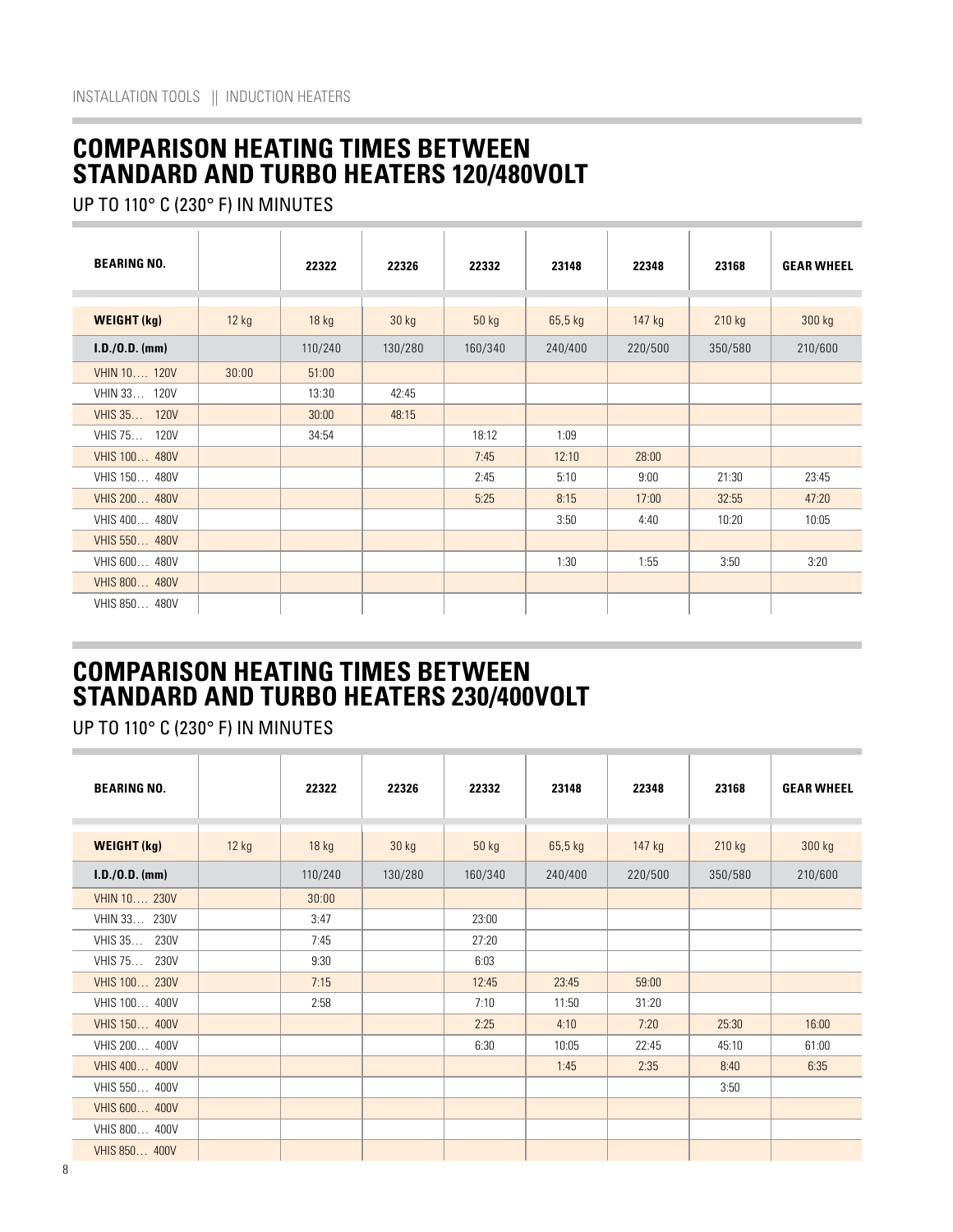INSTALLATION TOOLS || INDUCTION HEATERS

## COMPARISON HEATING TIMES BETWEEN STANDARD AND TURBO HEATERS 120/480VOLT

UP TO 110° C (230° F) IN MINUTES

| BEARING NO. | | 22322 | 22326 | 22332 | 23148 | 22348 | 23168 | GEAR WHEEL |
|---|---|---|---|---|---|---|---|---|
| **WEIGHT (kg)** | 12 kg | 18 kg | 30 kg | 50 kg | 65,5 kg | 147 kg | 210 kg | 300 kg |
| **I.D./O.D. (mm)** | | 110/240 | 130/280 | 160/340 | 240/400 | 220/500 | 350/580 | 210/600 |
| VHIN 10…. 120V | 30:00 | 51:00 | | | | | | |
| VHIN 33… 120V | | 13:30 | 42:45 | | | | | |
| VHIS 35… 120V | | 30:00 | 48:15 | | | | | |
| VHIS 75… 120V | | 34:54 | | 18:12 | 1:09 | | | |
| VHIS 100… 480V | | | | 7:45 | 12:10 | 28:00 | | |
| VHIS 150… 480V | | | | 2:45 | 5:10 | 9:00 | 21:30 | 23:45 |
| VHIS 200… 480V | | | | 5:25 | 8:15 | 17:00 | 32:55 | 47:20 |
| VHIS 400… 480V | | | | | 3:50 | 4:40 | 10:20 | 10:05 |
| VHIS 550… 480V | | | | | | | | |
| VHIS 600… 480V | | | | | 1:30 | 1:55 | 3:50 | 3:20 |
| VHIS 800… 480V | | | | | | | | |
| VHIS 850… 480V | | | | | | | | |

## COMPARISON HEATING TIMES BETWEEN STANDARD AND TURBO HEATERS 230/400VOLT

UP TO 110° C (230° F) IN MINUTES

| BEARING NO. | | 22322 | 22326 | 22332 | 23148 | 22348 | 23168 | GEAR WHEEL |
|---|---|---|---|---|---|---|---|---|
| **WEIGHT (kg)** | 12 kg | 18 kg | 30 kg | 50 kg | 65,5 kg | 147 kg | 210 kg | 300 kg |
| **I.D./O.D. (mm)** | | 110/240 | 130/280 | 160/340 | 240/400 | 220/500 | 350/580 | 210/600 |
| VHIN 10…. 230V | | 30:00 | | | | | | |
| VHIN 33… 230V | | 3:47 | | 23:00 | | | | |
| VHIS 35… 230V | | 7:45 | | 27:20 | | | | |
| VHIS 75… 230V | | 9:30 | | 6:03 | | | | |
| VHIS 100… 230V | | 7:15 | | 12:45 | 23:45 | 59:00 | | |
| VHIS 100… 400V | | 2:58 | | 7:10 | 11:50 | 31:20 | | |
| VHIS 150… 400V | | | | 2:25 | 4:10 | 7:20 | 25:30 | 16:00 |
| VHIS 200… 400V | | | | 6:30 | 10:05 | 22:45 | 45:10 | 61:00 |
| VHIS 400… 400V | | | | | 1:45 | 2:35 | 8:40 | 6:35 |
| VHIS 550… 400V | | | | | | | 3:50 | |
| VHIS 600… 400V | | | | | | | | |
| VHIS 800… 400V | | | | | | | | |
| VHIS 850… 400V | | | | | | | | |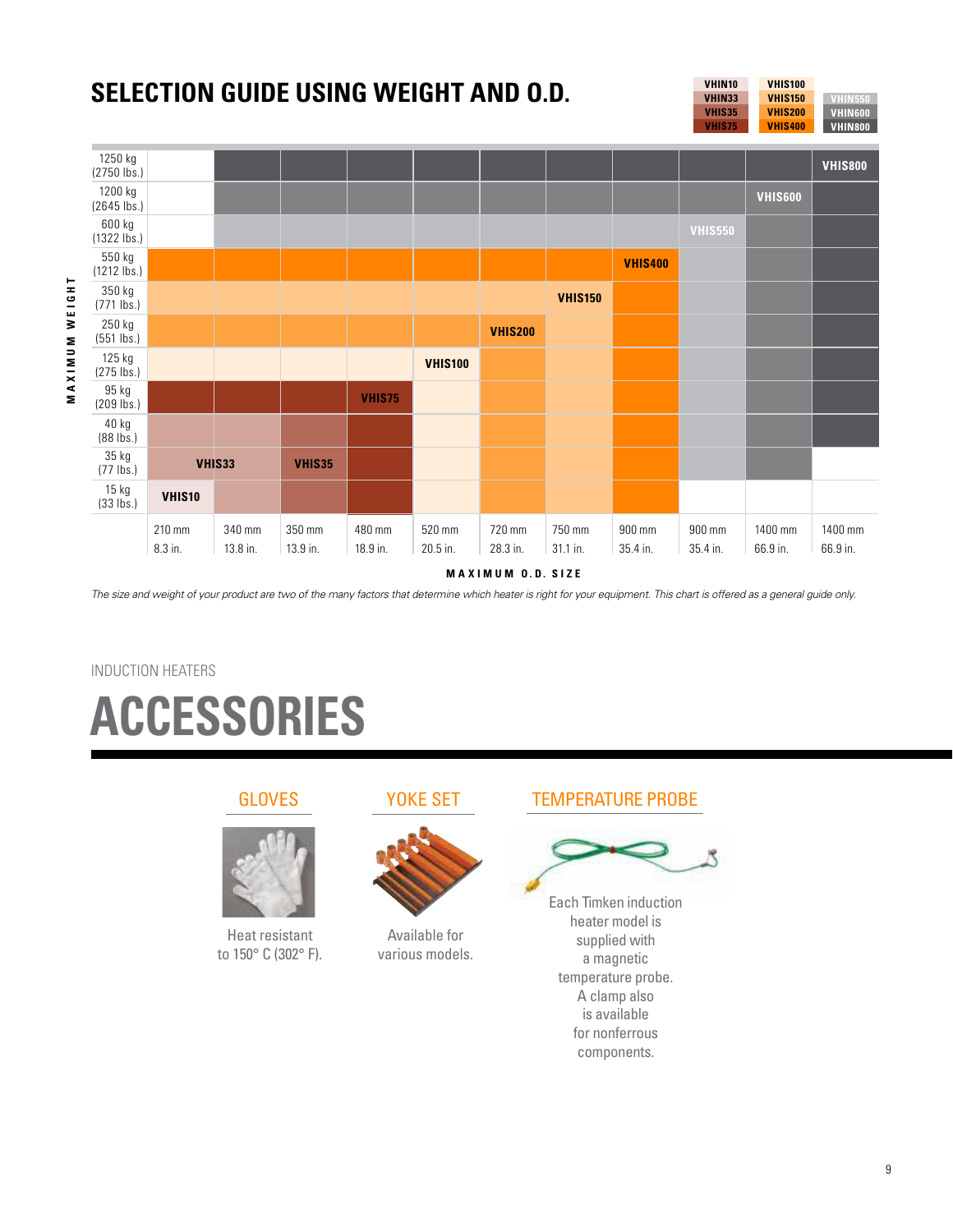## SELECTION GUIDE USING WEIGHT AND O.D.

| | | |
|---|---|---|
| VHIN10 | VHIS100 | |
| VHIN33 | VHIS150 | VHIN550 |
| VHIS35 | VHIS200 | VHIN600 |
| VHIS75 | VHIS400 | VHIN800 |

| MAXIMUM WEIGHT | 210 mm 8.3 in. | 340 mm 13.8 in. | 350 mm 13.9 in. | 480 mm 18.9 in. | 520 mm 20.5 in. | 720 mm 28.3 in. | 750 mm 31.1 in. | 900 mm 35.4 in. | 900 mm 35.4 in. | 1400 mm 66.9 in. | 1400 mm 66.9 in. |
|---|---|---|---|---|---|---|---|---|---|---|---|
| 1250 kg (2750 lbs.) | | | | | | | | | | | VHIS800 |
| 1200 kg (2645 lbs.) | | | | | | | | | | VHIS600 | |
| 600 kg (1322 lbs.) | | | | | | | | | VHIS550 | | |
| 550 kg (1212 lbs.) | | | | | | | | VHIS400 | | | |
| 350 kg (771 lbs.) | | | | | | | VHIS150 | | | | |
| 250 kg (551 lbs.) | | | | | | VHIS200 | | | | | |
| 125 kg (275 lbs.) | | | | | VHIS100 | | | | | | |
| 95 kg (209 lbs.) | | | | VHIS75 | | | | | | | |
| 40 kg (88 lbs.) | | | | | | | | | | | |
| 35 kg (77 lbs.) | | VHIS33 | VHIS35 | | | | | | | | |
| 15 kg (33 lbs.) | VHIS10 | | | | | | | | | | |

MAXIMUM O.D. SIZE

*The size and weight of your product are two of the many factors that determine which heater is right for your equipment. This chart is offered as a general guide only.*

INDUCTION HEATERS

# ACCESSORIES

### GLOVES

Heat resistant to 150° C (302° F).

### YOKE SET

Available for various models.

### TEMPERATURE PROBE

Each Timken induction heater model is supplied with a magnetic temperature probe. A clamp also is available for nonferrous components.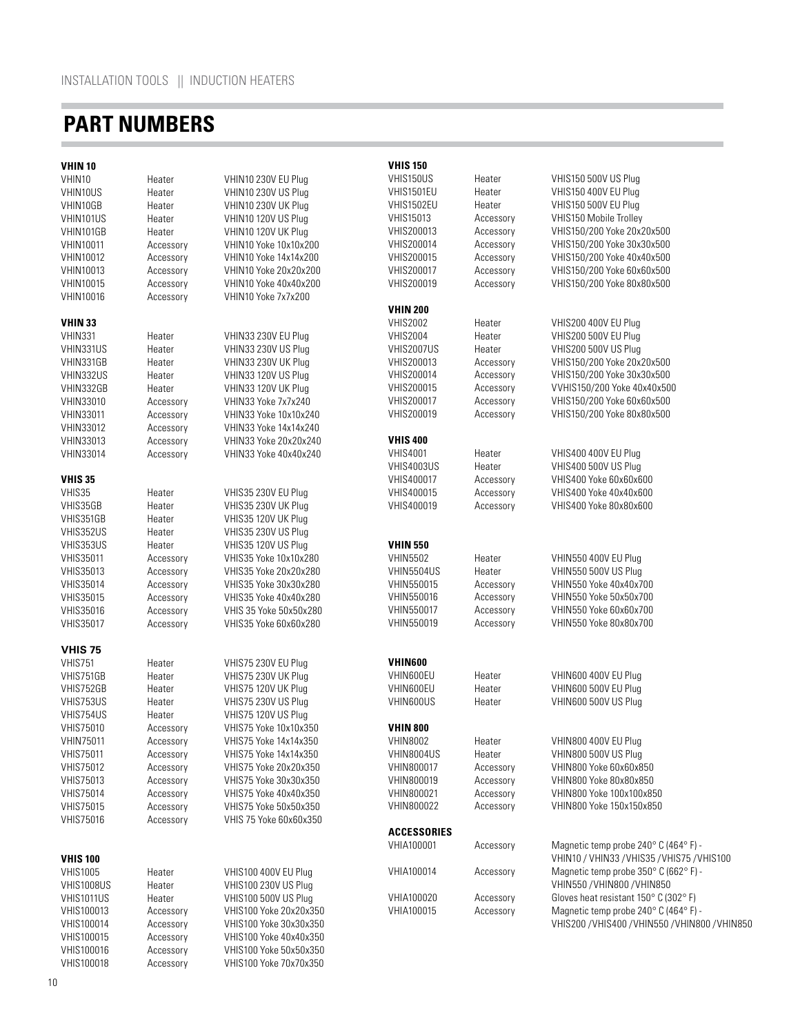## PART NUMBERS

### VHIN 10

| | | |
|---|---|---|
| VHIN10 | Heater | VHIN10 230V EU Plug |
| VHIN10US | Heater | VHIN10 230V US Plug |
| VHIN10GB | Heater | VHIN10 230V UK Plug |
| VHIN101US | Heater | VHIN10 120V US Plug |
| VHIN101GB | Heater | VHIN10 120V UK Plug |
| VHIN10011 | Accessory | VHIN10 Yoke 10x10x200 |
| VHIN10012 | Accessory | VHIN10 Yoke 14x14x200 |
| VHIN10013 | Accessory | VHIN10 Yoke 20x20x200 |
| VHIN10015 | Accessory | VHIN10 Yoke 40x40x200 |
| VHIN10016 | Accessory | VHIN10 Yoke 7x7x200 |

### VHIN 33

| | | |
|---|---|---|
| VHIN331 | Heater | VHIN33 230V EU Plug |
| VHIN331US | Heater | VHIN33 230V US Plug |
| VHIN331GB | Heater | VHIN33 230V UK Plug |
| VHIN332US | Heater | VHIN33 120V US Plug |
| VHIN332GB | Heater | VHIN33 120V UK Plug |
| VHIN33010 | Accessory | VHIN33 Yoke 7x7x240 |
| VHIN33011 | Accessory | VHIN33 Yoke 10x10x240 |
| VHIN33012 | Accessory | VHIN33 Yoke 14x14x240 |
| VHIN33013 | Accessory | VHIN33 Yoke 20x20x240 |
| VHIN33014 | Accessory | VHIN33 Yoke 40x40x240 |

### VHIS 35

| | | |
|---|---|---|
| VHIS35 | Heater | VHIS35 230V EU Plug |
| VHIS35GB | Heater | VHIS35 230V UK Plug |
| VHIS351GB | Heater | VHIS35 120V UK Plug |
| VHIS352US | Heater | VHIS35 230V US Plug |
| VHIS353US | Heater | VHIS35 120V US Plug |
| VHIS35011 | Accessory | VHIS35 Yoke 10x10x280 |
| VHIS35013 | Accessory | VHIS35 Yoke 20x20x280 |
| VHIS35014 | Accessory | VHIS35 Yoke 30x30x280 |
| VHIS35015 | Accessory | VHIS35 Yoke 40x40x280 |
| VHIS35016 | Accessory | VHIS 35 Yoke 50x50x280 |
| VHIS35017 | Accessory | VHIS35 Yoke 60x60x280 |

### VHIS 75

| | | |
|---|---|---|
| VHIS751 | Heater | VHIS75 230V EU Plug |
| VHIS751GB | Heater | VHIS75 230V UK Plug |
| VHIS752GB | Heater | VHIS75 120V UK Plug |
| VHIS753US | Heater | VHIS75 230V US Plug |
| VHIS754US | Heater | VHIS75 120V US Plug |
| VHIS75010 | Accessory | VHIS75 Yoke 10x10x350 |
| VHIN75011 | Accessory | VHIS75 Yoke 14x14x350 |
| VHIS75011 | Accessory | VHIS75 Yoke 14x14x350 |
| VHIS75012 | Accessory | VHIS75 Yoke 20x20x350 |
| VHIS75013 | Accessory | VHIS75 Yoke 30x30x350 |
| VHIS75014 | Accessory | VHIS75 Yoke 40x40x350 |
| VHIS75015 | Accessory | VHIS75 Yoke 50x50x350 |
| VHIS75016 | Accessory | VHIS 75 Yoke 60x60x350 |

### VHIS 100

| | | |
|---|---|---|
| VHIS1005 | Heater | VHIS100 400V EU Plug |
| VHIS1008US | Heater | VHIS100 230V US Plug |
| VHIS1011US | Heater | VHIS100 500V US Plug |
| VHIS100013 | Accessory | VHIS100 Yoke 20x20x350 |
| VHIS100014 | Accessory | VHIS100 Yoke 30x30x350 |
| VHIS100015 | Accessory | VHIS100 Yoke 40x40x350 |
| VHIS100016 | Accessory | VHIS100 Yoke 50x50x350 |
| VHIS100018 | Accessory | VHIS100 Yoke 70x70x350 |

### VHIS 150

| | | |
|---|---|---|
| VHIS150US | Heater | VHIS150 500V US Plug |
| VHIS1501EU | Heater | VHIS150 400V EU Plug |
| VHIS1502EU | Heater | VHIS150 500V EU Plug |
| VHIS15013 | Accessory | VHIS150 Mobile Trolley |
| VHIS200013 | Accessory | VHIS150/200 Yoke 20x20x500 |
| VHIS200014 | Accessory | VHIS150/200 Yoke 30x30x500 |
| VHIS200015 | Accessory | VHIS150/200 Yoke 40x40x500 |
| VHIS200017 | Accessory | VHIS150/200 Yoke 60x60x500 |
| VHIS200019 | Accessory | VHIS150/200 Yoke 80x80x500 |

### VHIN 200

| | | |
|---|---|---|
| VHIS2002 | Heater | VHIS200 400V EU Plug |
| VHIS2004 | Heater | VHIS200 500V EU Plug |
| VHIS2007US | Heater | VHIS200 500V US Plug |
| VHIS200013 | Accessory | VHIS150/200 Yoke 20x20x500 |
| VHIS200014 | Accessory | VHIS150/200 Yoke 30x30x500 |
| VHIS200015 | Accessory | VVHIS150/200 Yoke 40x40x500 |
| VHIS200017 | Accessory | VHIS150/200 Yoke 60x60x500 |
| VHIS200019 | Accessory | VHIS150/200 Yoke 80x80x500 |

### VHIS 400

| | | |
|---|---|---|
| VHIS4001 | Heater | VHIS400 400V EU Plug |
| VHIS4003US | Heater | VHIS400 500V US Plug |
| VHIS400017 | Accessory | VHIS400 Yoke 60x60x600 |
| VHIS400015 | Accessory | VHIS400 Yoke 40x40x600 |
| VHIS400019 | Accessory | VHIS400 Yoke 80x80x600 |

### VHIN 550

| | | |
|---|---|---|
| VHIN5502 | Heater | VHIN550 400V EU Plug |
| VHIN5504US | Heater | VHIN550 500V US Plug |
| VHIN550015 | Accessory | VHIN550 Yoke 40x40x700 |
| VHIN550016 | Accessory | VHIN550 Yoke 50x50x700 |
| VHIN550017 | Accessory | VHIN550 Yoke 60x60x700 |
| VHIN550019 | Accessory | VHIN550 Yoke 80x80x700 |

### VHIN600

| | | |
|---|---|---|
| VHIN600EU | Heater | VHIN600 400V EU Plug |
| VHIN600EU | Heater | VHIN600 500V EU Plug |
| VHIN600US | Heater | VHIN600 500V US Plug |

### VHIN 800

| | | |
|---|---|---|
| VHIN8002 | Heater | VHIN800 400V EU Plug |
| VHIN8004US | Heater | VHIN800 500V US Plug |
| VHIN800017 | Accessory | VHIN800 Yoke 60x60x850 |
| VHIN800019 | Accessory | VHIN800 Yoke 80x80x850 |
| VHIN800021 | Accessory | VHIN800 Yoke 100x100x850 |
| VHIN800022 | Accessory | VHIN800 Yoke 150x150x850 |

### ACCESSORIES

| | | |
|---|---|---|
| VHIA100001 | Accessory | Magnetic temp probe 240° C (464° F) - VHIN10 / VHIN33 / VHIS35 / VHIS75 / VHIS100 |
| VHIA100014 | Accessory | Magnetic temp probe 350° C (662° F) - VHIN550 / VHIN800 / VHIN850 |
| VHIA100020 | Accessory | Gloves heat resistant 150° C (302° F) |
| VHIA100015 | Accessory | Magnetic temp probe 240° C (464° F) - VHIS200 / VHIS400 / VHIN550 / VHIN800 / VHIN850 |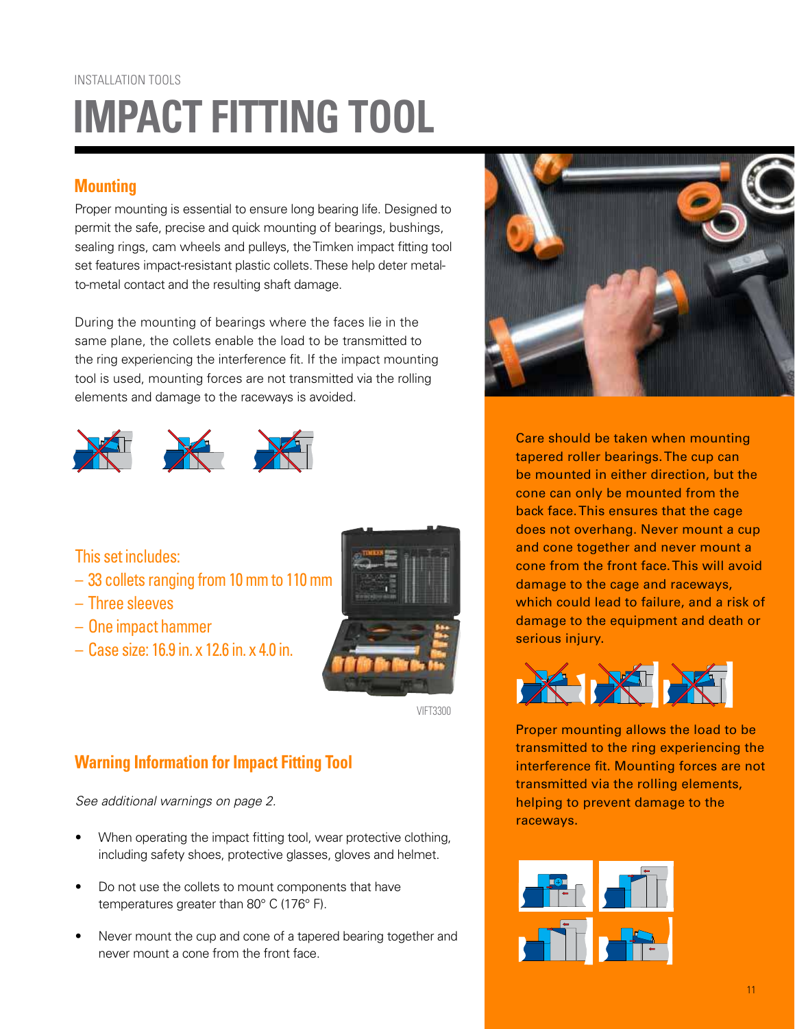INSTALLATION TOOLS

# IMPACT FITTING TOOL

## Mounting

Proper mounting is essential to ensure long bearing life. Designed to permit the safe, precise and quick mounting of bearings, bushings, sealing rings, cam wheels and pulleys, the Timken impact fitting tool set features impact-resistant plastic collets. These help deter metal-to-metal contact and the resulting shaft damage.

During the mounting of bearings where the faces lie in the same plane, the collets enable the load to be transmitted to the ring experiencing the interference fit. If the impact mounting tool is used, mounting forces are not transmitted via the rolling elements and damage to the raceways is avoided.

This set includes:

- 33 collets ranging from 10 mm to 110 mm
- Three sleeves
- One impact hammer
- Case size: 16.9 in. x 12.6 in. x 4.0 in.

VIFT3300

## Warning Information for Impact Fitting Tool

*See additional warnings on page 2.*

- When operating the impact fitting tool, wear protective clothing, including safety shoes, protective glasses, gloves and helmet.
- Do not use the collets to mount components that have temperatures greater than 80° C (176° F).
- Never mount the cup and cone of a tapered bearing together and never mount a cone from the front face.

Care should be taken when mounting tapered roller bearings. The cup can be mounted in either direction, but the cone can only be mounted from the back face. This ensures that the cage does not overhang. Never mount a cup and cone together and never mount a cone from the front face. This will avoid damage to the cage and raceways, which could lead to failure, and a risk of damage to the equipment and death or serious injury.

Proper mounting allows the load to be transmitted to the ring experiencing the interference fit. Mounting forces are not transmitted via the rolling elements, helping to prevent damage to the raceways.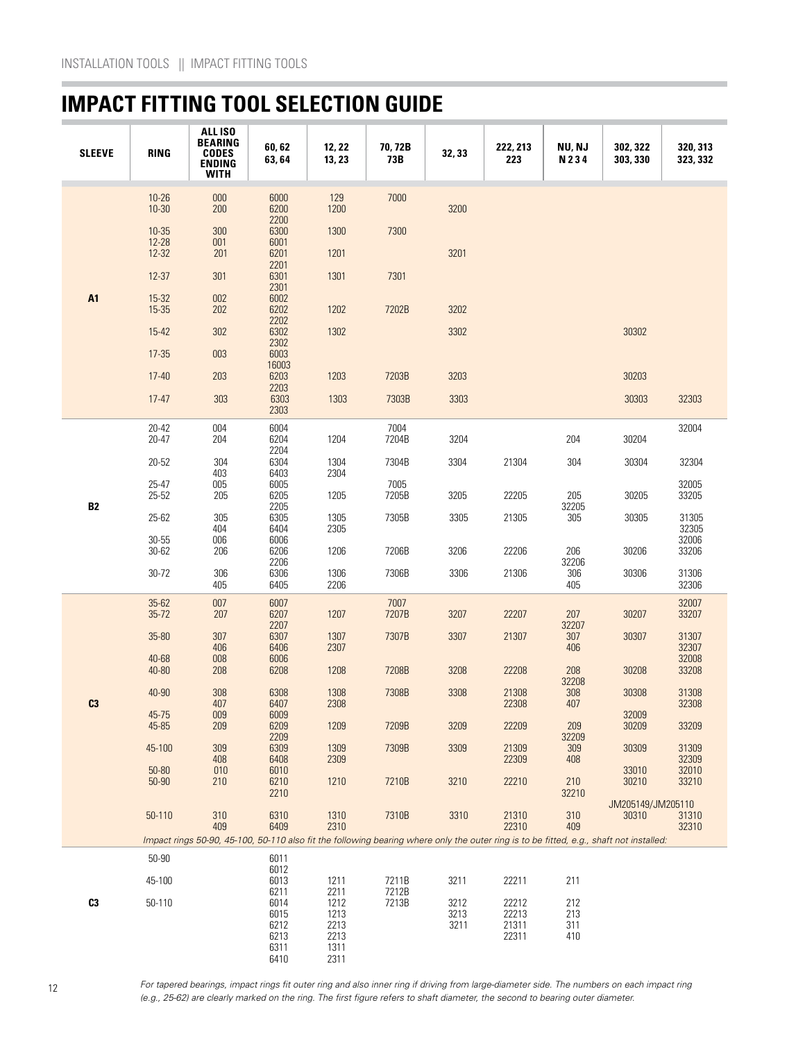# IMPACT FITTING TOOL SELECTION GUIDE

| SLEEVE | RING | ALL ISO BEARING CODES ENDING WITH | 60, 62 63, 64 | 12, 22 13, 23 | 70, 72B 73B | 32, 33 | 222, 213 223 | NU, NJ N 2 3 4 | 302, 322 303, 330 | 320, 313 323, 332 |
|---|---|---|---|---|---|---|---|---|---|---|
| A1 | 10-26 | 000 | 6000 | 129 | 7000 | | | | | |
| | 10-30 | 200 | 6200<br>2200 | 1200 | | 3200 | | | | |
| | 10-35 | 300 | 6300 | 1300 | 7300 | | | | | |
| | 12-28 | 001 | 6001 | | | | | | | |
| | 12-32 | 201 | 6201<br>2201 | 1201 | | 3201 | | | | |
| | 12-37 | 301 | 6301<br>2301 | 1301 | 7301 | | | | | |
| | 15-32 | 002 | 6002 | | | | | | | |
| | 15-35 | 202 | 6202<br>2202 | 1202 | 7202B | 3202 | | | | |
| | 15-42 | 302 | 6302<br>2302 | 1302 | | 3302 | | | 30302 | |
| | 17-35 | 003 | 6003<br>16003 | | | | | | | |
| | 17-40 | 203 | 6203<br>2203 | 1203 | 7203B | 3203 | | | 30203 | |
| | 17-47 | 303 | 6303<br>2303 | 1303 | 7303B | 3303 | | | 30303 | 32303 |
| B2 | 20-42 | 004 | 6004 | | 7004 | | | | | 32004 |
| | 20-47 | 204 | 6204<br>2204 | 1204 | 7204B | 3204 | | 204 | 30204 | |
| | 20-52 | 304<br>403 | 6304<br>6403 | 1304<br>2304 | 7304B | 3304 | 21304 | 304 | 30304 | 32304 |
| | 25-47 | 005 | 6005 | | 7005 | | | | | 32005 |
| | 25-52 | 205 | 6205<br>2205 | 1205 | 7205B | 3205 | 22205 | 205<br>32205 | 30205 | 33205 |
| | 25-62 | 305<br>404 | 6305<br>6404 | 1305<br>2305 | 7305B | 3305 | 21305 | 305 | 30305 | 31305<br>32305 |
| | 30-55 | 006 | 6006 | | | | | | | 32006 |
| | 30-62 | 206 | 6206<br>2206 | 1206 | 7206B | 3206 | 22206 | 206<br>32206 | 30206 | 33206 |
| | 30-72 | 306<br>405 | 6306<br>6405 | 1306<br>2206 | 7306B | 3306 | 21306 | 306<br>405 | 30306 | 31306<br>32306 |
| C3 | 35-62 | 007 | 6007 | | 7007 | | | | | 32007 |
| | 35-72 | 207 | 6207<br>2207 | 1207 | 7207B | 3207 | 22207 | 207<br>32207 | 30207 | 33207 |
| | 35-80 | 307<br>406 | 6307<br>6406 | 1307<br>2307 | 7307B | 3307 | 21307 | 307<br>406 | 30307 | 31307<br>32307 |
| | 40-68 | 008 | 6006 | | | | | | | 32008 |
| | 40-80 | 208 | 6208 | 1208 | 7208B | 3208 | 22208 | 208<br>32208 | 30208 | 33208 |
| | 40-90 | 308<br>407 | 6308<br>6407 | 1308<br>2308 | 7308B | 3308 | 21308<br>22308 | 308<br>407 | 30308 | 31308<br>32308 |
| | 45-75 | 009 | 6009 | | | | | | 32009 | |
| | 45-85 | 209 | 6209<br>2209 | 1209 | 7209B | 3209 | 22209 | 209<br>32209 | 30209 | 33209 |
| | 45-100 | 309<br>408 | 6309<br>6408 | 1309<br>2309 | 7309B | 3309 | 21309<br>22309 | 309<br>408 | 30309 | 31309<br>32309 |
| | 50-80 | 010 | 6010 | | | | | | 33010 | 32010 |
| | 50-90 | 210 | 6210<br>2210 | 1210 | 7210B | 3210 | 22210 | 210<br>32210 | 30210 | 33210 |
| | 50-110 | 310<br>409 | 6310<br>6409 | 1310<br>2310 | 7310B | 3310 | 21310<br>22310 | 310<br>409 | JM205149/JM205110<br>30310 | 31310<br>32310 |
| | *Impact rings 50-90, 45-100, 50-110 also fit the following bearing where only the outer ring is to be fitted, e.g., shaft not installed:* | | | | | | | | | |
| C3 | 50-90 | | 6011 | | | | | | | |
| | | | 6012 | | | | | | | |
| | 45-100 | | 6013 | 1211 | 7211B | 3211 | 22211 | 211 | | |
| | | | 6211 | 2211 | 7212B | | | | | |
| | 50-110 | | 6014 | 1212 | 7213B | 3212 | 22212 | 212 | | |
| | | | 6015 | 1213 | | 3213 | 22213 | 213 | | |
| | | | 6212 | 2213 | | 3211 | 21311 | 311 | | |
| | | | 6213 | 2213 | | | 22311 | 410 | | |
| | | | 6311 | 1311 | | | | | | |
| | | | 6410 | 2311 | | | | | | |

*For tapered bearings, impact rings fit outer ring and also inner ring if driving from large-diameter side. The numbers on each impact ring (e.g., 25-62) are clearly marked on the ring. The first figure refers to shaft diameter, the second to bearing outer diameter.*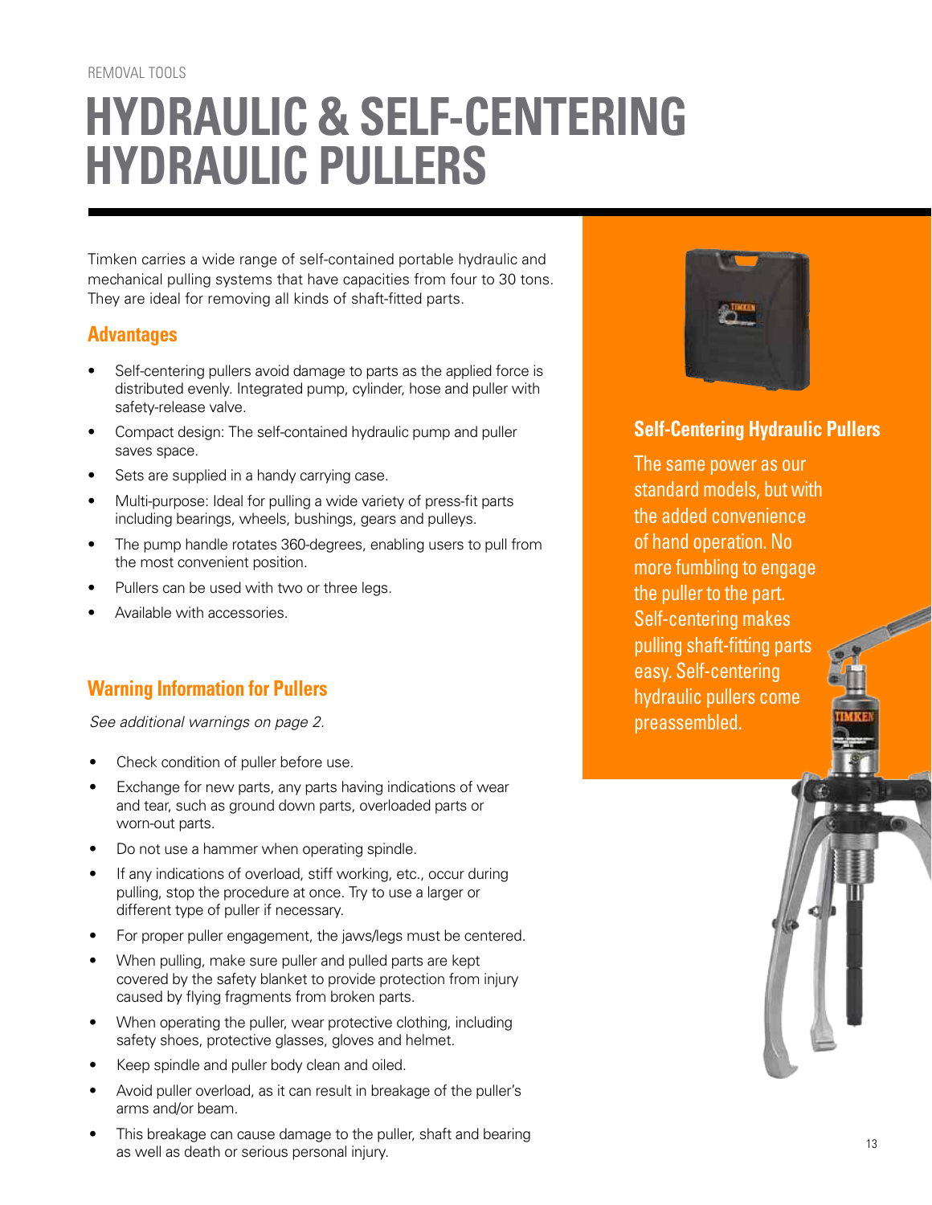# HYDRAULIC & SELF-CENTERING HYDRAULIC PULLERS

Timken carries a wide range of self-contained portable hydraulic and mechanical pulling systems that have capacities from four to 30 tons. They are ideal for removing all kinds of shaft-fitted parts.

## Advantages

- Self-centering pullers avoid damage to parts as the applied force is distributed evenly. Integrated pump, cylinder, hose and puller with safety-release valve.
- Compact design: The self-contained hydraulic pump and puller saves space.
- Sets are supplied in a handy carrying case.
- Multi-purpose: Ideal for pulling a wide variety of press-fit parts including bearings, wheels, bushings, gears and pulleys.
- The pump handle rotates 360-degrees, enabling users to pull from the most convenient position.
- Pullers can be used with two or three legs.
- Available with accessories.

## Warning Information for Pullers

*See additional warnings on page 2.*

- Check condition of puller before use.
- Exchange for new parts, any parts having indications of wear and tear, such as ground down parts, overloaded parts or worn-out parts.
- Do not use a hammer when operating spindle.
- If any indications of overload, stiff working, etc., occur during pulling, stop the procedure at once. Try to use a larger or different type of puller if necessary.
- For proper puller engagement, the jaws/legs must be centered.
- When pulling, make sure puller and pulled parts are kept covered by the safety blanket to provide protection from injury caused by flying fragments from broken parts.
- When operating the puller, wear protective clothing, including safety shoes, protective glasses, gloves and helmet.
- Keep spindle and puller body clean and oiled.
- Avoid puller overload, as it can result in breakage of the puller's arms and/or beam.
- This breakage can cause damage to the puller, shaft and bearing as well as death or serious personal injury.

## Self-Centering Hydraulic Pullers

The same power as our standard models, but with the added convenience of hand operation. No more fumbling to engage the puller to the part. Self-centering makes pulling shaft-fitting parts easy. Self-centering hydraulic pullers come preassembled.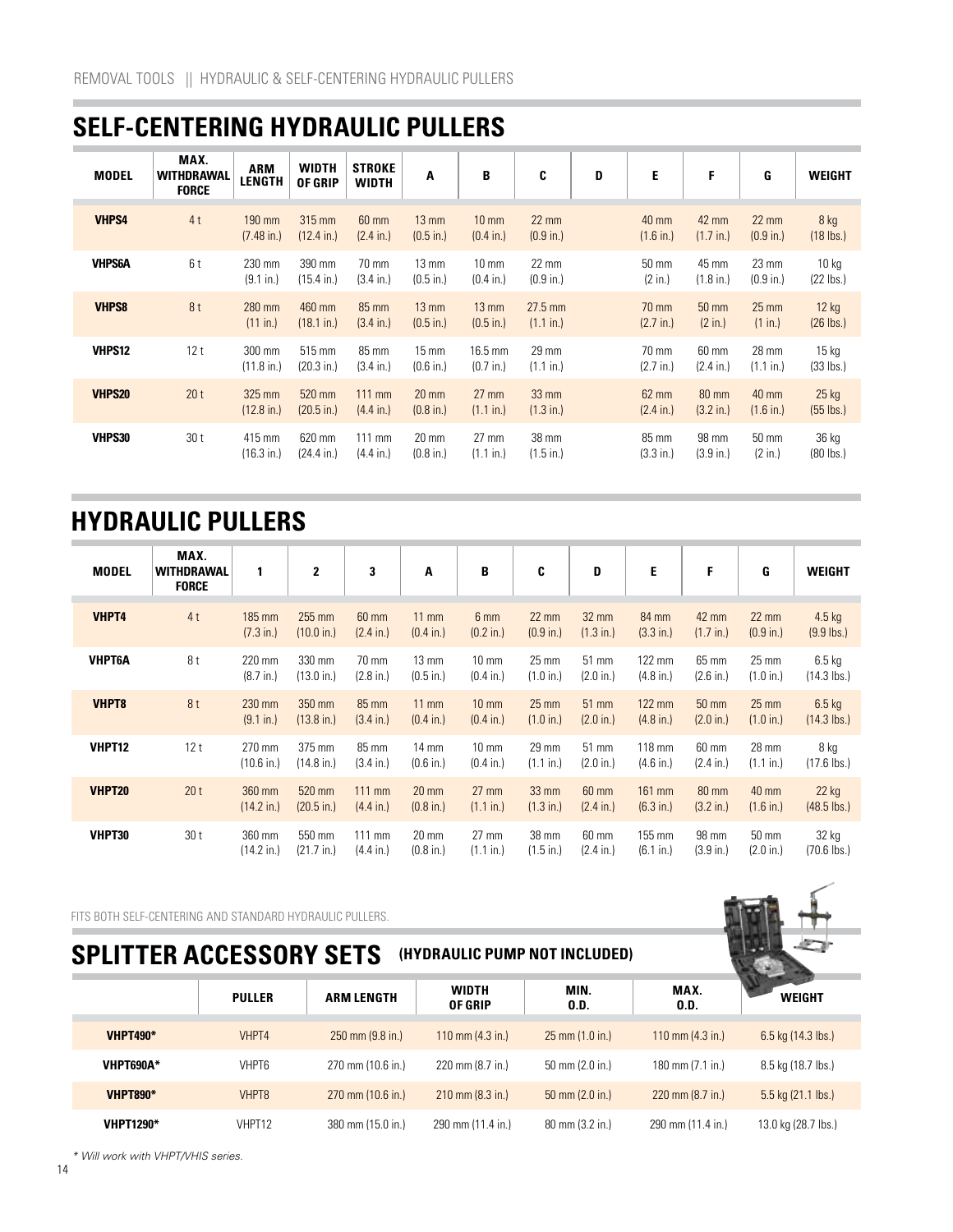REMOVAL TOOLS || HYDRAULIC & SELF-CENTERING HYDRAULIC PULLERS

## SELF-CENTERING HYDRAULIC PULLERS

| MODEL | MAX. WITHDRAWAL FORCE | ARM LENGTH | WIDTH OF GRIP | STROKE WIDTH | A | B | C | D | E | F | G | WEIGHT |
|---|---|---|---|---|---|---|---|---|---|---|---|---|
| **VHPS4** | 4 t | 190 mm (7.48 in.) | 315 mm (12.4 in.) | 60 mm (2.4 in.) | 13 mm (0.5 in.) | 10 mm (0.4 in.) | 22 mm (0.9 in.) | | 40 mm (1.6 in.) | 42 mm (1.7 in.) | 22 mm (0.9 in.) | 8 kg (18 lbs.) |
| **VHPS6A** | 6 t | 230 mm (9.1 in.) | 390 mm (15.4 in.) | 70 mm (3.4 in.) | 13 mm (0.5 in.) | 10 mm (0.4 in.) | 22 mm (0.9 in.) | | 50 mm (2 in.) | 45 mm (1.8 in.) | 23 mm (0.9 in.) | 10 kg (22 lbs.) |
| **VHPS8** | 8 t | 280 mm (11 in.) | 460 mm (18.1 in.) | 85 mm (3.4 in.) | 13 mm (0.5 in.) | 13 mm (0.5 in.) | 27.5 mm (1.1 in.) | | 70 mm (2.7 in.) | 50 mm (2 in.) | 25 mm (1 in.) | 12 kg (26 lbs.) |
| **VHPS12** | 12 t | 300 mm (11.8 in.) | 515 mm (20.3 in.) | 85 mm (3.4 in.) | 15 mm (0.6 in.) | 16.5 mm (0.7 in.) | 29 mm (1.1 in.) | | 70 mm (2.7 in.) | 60 mm (2.4 in.) | 28 mm (1.1 in.) | 15 kg (33 lbs.) |
| **VHPS20** | 20 t | 325 mm (12.8 in.) | 520 mm (20.5 in.) | 111 mm (4.4 in.) | 20 mm (0.8 in.) | 27 mm (1.1 in.) | 33 mm (1.3 in.) | | 62 mm (2.4 in.) | 80 mm (3.2 in.) | 40 mm (1.6 in.) | 25 kg (55 lbs.) |
| **VHPS30** | 30 t | 415 mm (16.3 in.) | 620 mm (24.4 in.) | 111 mm (4.4 in.) | 20 mm (0.8 in.) | 27 mm (1.1 in.) | 38 mm (1.5 in.) | | 85 mm (3.3 in.) | 98 mm (3.9 in.) | 50 mm (2 in.) | 36 kg (80 lbs.) |

## HYDRAULIC PULLERS

| MODEL | MAX. WITHDRAWAL FORCE | 1 | 2 | 3 | A | B | C | D | E | F | G | WEIGHT |
|---|---|---|---|---|---|---|---|---|---|---|---|---|
| **VHPT4** | 4 t | 185 mm (7.3 in.) | 255 mm (10.0 in.) | 60 mm (2.4 in.) | 11 mm (0.4 in.) | 6 mm (0.2 in.) | 22 mm (0.9 in.) | 32 mm (1.3 in.) | 84 mm (3.3 in.) | 42 mm (1.7 in.) | 22 mm (0.9 in.) | 4.5 kg (9.9 lbs.) |
| **VHPT6A** | 8 t | 220 mm (8.7 in.) | 330 mm (13.0 in.) | 70 mm (2.8 in.) | 13 mm (0.5 in.) | 10 mm (0.4 in.) | 25 mm (1.0 in.) | 51 mm (2.0 in.) | 122 mm (4.8 in.) | 65 mm (2.6 in.) | 25 mm (1.0 in.) | 6.5 kg (14.3 lbs.) |
| **VHPT8** | 8 t | 230 mm (9.1 in.) | 350 mm (13.8 in.) | 85 mm (3.4 in.) | 11 mm (0.4 in.) | 10 mm (0.4 in.) | 25 mm (1.0 in.) | 51 mm (2.0 in.) | 122 mm (4.8 in.) | 50 mm (2.0 in.) | 25 mm (1.0 in.) | 6.5 kg (14.3 lbs.) |
| **VHPT12** | 12 t | 270 mm (10.6 in.) | 375 mm (14.8 in.) | 85 mm (3.4 in.) | 14 mm (0.6 in.) | 10 mm (0.4 in.) | 29 mm (1.1 in.) | 51 mm (2.0 in.) | 118 mm (4.6 in.) | 60 mm (2.4 in.) | 28 mm (1.1 in.) | 8 kg (17.6 lbs.) |
| **VHPT20** | 20 t | 360 mm (14.2 in.) | 520 mm (20.5 in.) | 111 mm (4.4 in.) | 20 mm (0.8 in.) | 27 mm (1.1 in.) | 33 mm (1.3 in.) | 60 mm (2.4 in.) | 161 mm (6.3 in.) | 80 mm (3.2 in.) | 40 mm (1.6 in.) | 22 kg (48.5 lbs.) |
| **VHPT30** | 30 t | 360 mm (14.2 in.) | 550 mm (21.7 in.) | 111 mm (4.4 in.) | 20 mm (0.8 in.) | 27 mm (1.1 in.) | 38 mm (1.5 in.) | 60 mm (2.4 in.) | 155 mm (6.1 in.) | 98 mm (3.9 in.) | 50 mm (2.0 in.) | 32 kg (70.6 lbs.) |

FITS BOTH SELF-CENTERING AND STANDARD HYDRAULIC PULLERS.

## SPLITTER ACCESSORY SETS (HYDRAULIC PUMP NOT INCLUDED)

| | PULLER | ARM LENGTH | WIDTH OF GRIP | MIN. O.D. | MAX. O.D. | WEIGHT |
|---|---|---|---|---|---|---|
| **VHPT490*** | VHPT4 | 250 mm (9.8 in.) | 110 mm (4.3 in.) | 25 mm (1.0 in.) | 110 mm (4.3 in.) | 6.5 kg (14.3 lbs.) |
| **VHPT690A*** | VHPT6 | 270 mm (10.6 in.) | 220 mm (8.7 in.) | 50 mm (2.0 in.) | 180 mm (7.1 in.) | 8.5 kg (18.7 lbs.) |
| **VHPT890*** | VHPT8 | 270 mm (10.6 in.) | 210 mm (8.3 in.) | 50 mm (2.0 in.) | 220 mm (8.7 in.) | 5.5 kg (21.1 lbs.) |
| **VHPT1290*** | VHPT12 | 380 mm (15.0 in.) | 290 mm (11.4 in.) | 80 mm (3.2 in.) | 290 mm (11.4 in.) | 13.0 kg (28.7 lbs.) |

*\* Will work with VHPT/VHIS series.*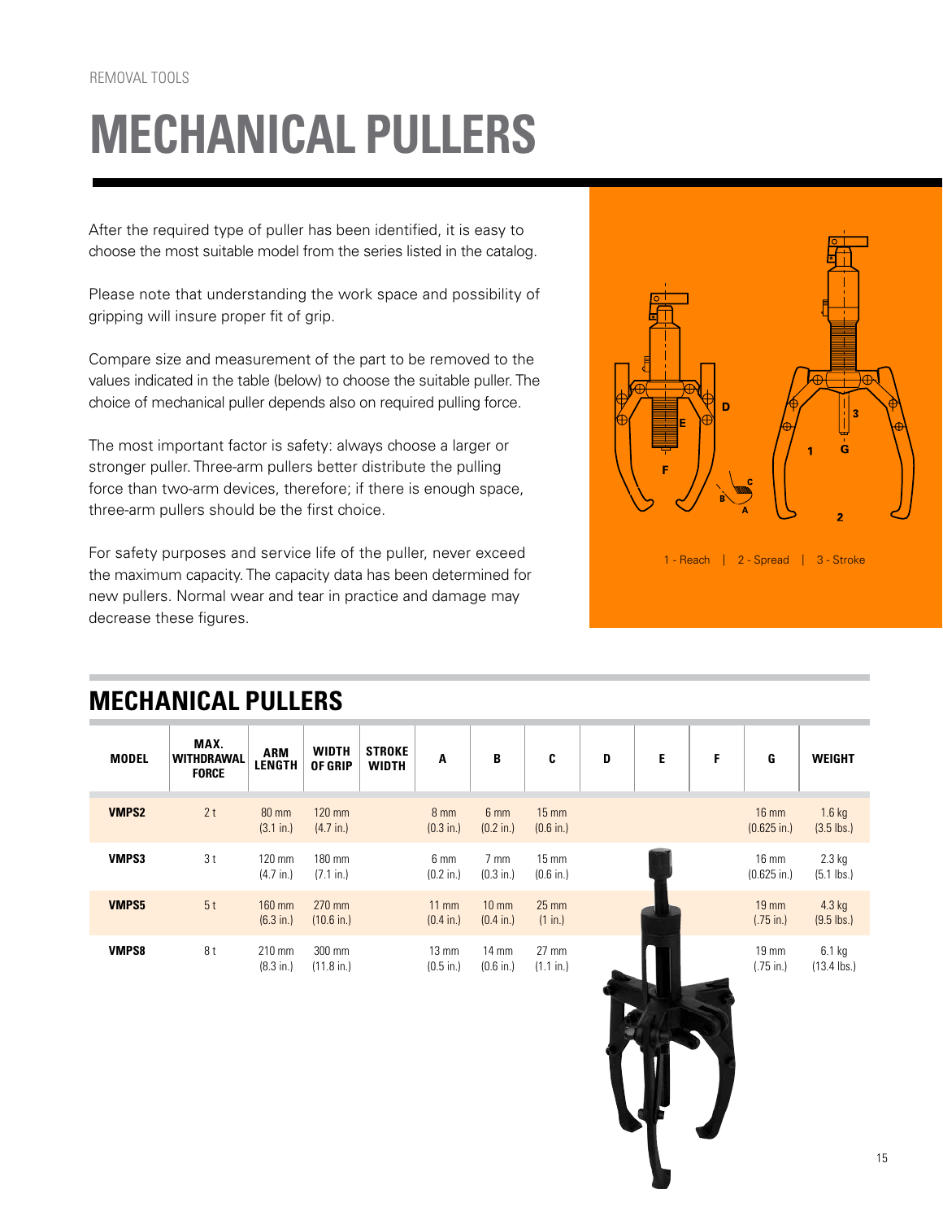REMOVAL TOOLS

# MECHANICAL PULLERS

After the required type of puller has been identified, it is easy to choose the most suitable model from the series listed in the catalog.

Please note that understanding the work space and possibility of gripping will insure proper fit of grip.

Compare size and measurement of the part to be removed to the values indicated in the table (below) to choose the suitable puller. The choice of mechanical puller depends also on required pulling force.

The most important factor is safety: always choose a larger or stronger puller. Three-arm pullers better distribute the pulling force than two-arm devices, therefore; if there is enough space, three-arm pullers should be the first choice.

For safety purposes and service life of the puller, never exceed the maximum capacity. The capacity data has been determined for new pullers. Normal wear and tear in practice and damage may decrease these figures.

1 - Reach | 2 - Spread | 3 - Stroke

## MECHANICAL PULLERS

| MODEL | MAX. WITHDRAWAL FORCE | ARM LENGTH | WIDTH OF GRIP | STROKE WIDTH | A | B | C | D | E | F | G | WEIGHT |
|---|---|---|---|---|---|---|---|---|---|---|---|---|
| **VMPS2** | 2 t | 80 mm (3.1 in.) | 120 mm (4.7 in.) | | 8 mm (0.3 in.) | 6 mm (0.2 in.) | 15 mm (0.6 in.) | | | | 16 mm (0.625 in.) | 1.6 kg (3.5 lbs.) |
| **VMPS3** | 3 t | 120 mm (4.7 in.) | 180 mm (7.1 in.) | | 6 mm (0.2 in.) | 7 mm (0.3 in.) | 15 mm (0.6 in.) | | | | 16 mm (0.625 in.) | 2.3 kg (5.1 lbs.) |
| **VMPS5** | 5 t | 160 mm (6.3 in.) | 270 mm (10.6 in.) | | 11 mm (0.4 in.) | 10 mm (0.4 in.) | 25 mm (1 in.) | | | | 19 mm (.75 in.) | 4.3 kg (9.5 lbs.) |
| **VMPS8** | 8 t | 210 mm (8.3 in.) | 300 mm (11.8 in.) | | 13 mm (0.5 in.) | 14 mm (0.6 in.) | 27 mm (1.1 in.) | | | | 19 mm (.75 in.) | 6.1 kg (13.4 lbs.) |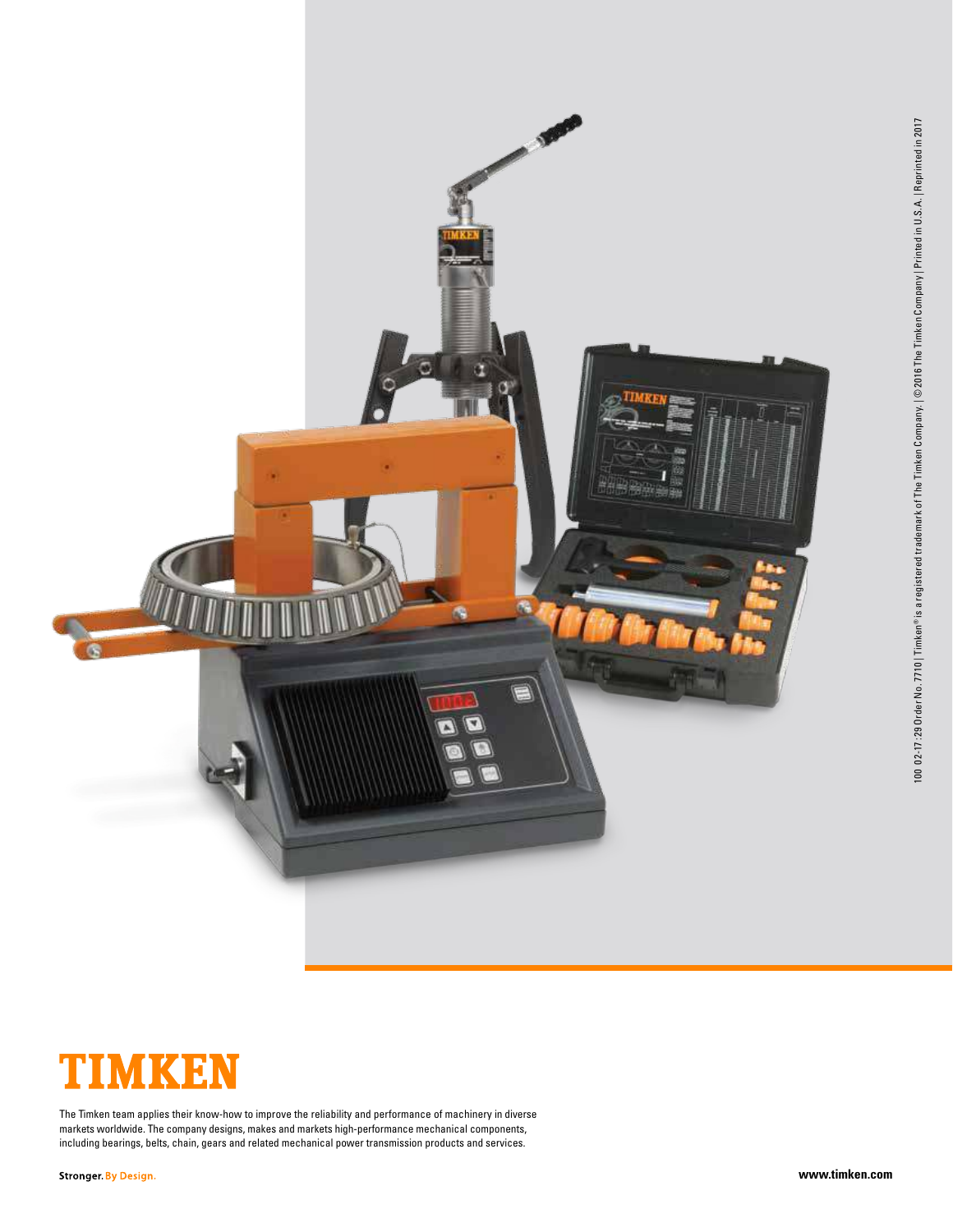100 02-17:29 Order No. 7710 | Timken® is a registered trademark of The Timken Company. | © 2016 The Timken Company | Printed in U.S.A. | Reprinted in 2017

# TIMKEN

The Timken team applies their know-how to improve the reliability and performance of machinery in diverse markets worldwide. The company designs, makes and markets high-performance mechanical components, including bearings, belts, chain, gears and related mechanical power transmission products and services.

**Stronger.** By Design.

**www.timken.com**